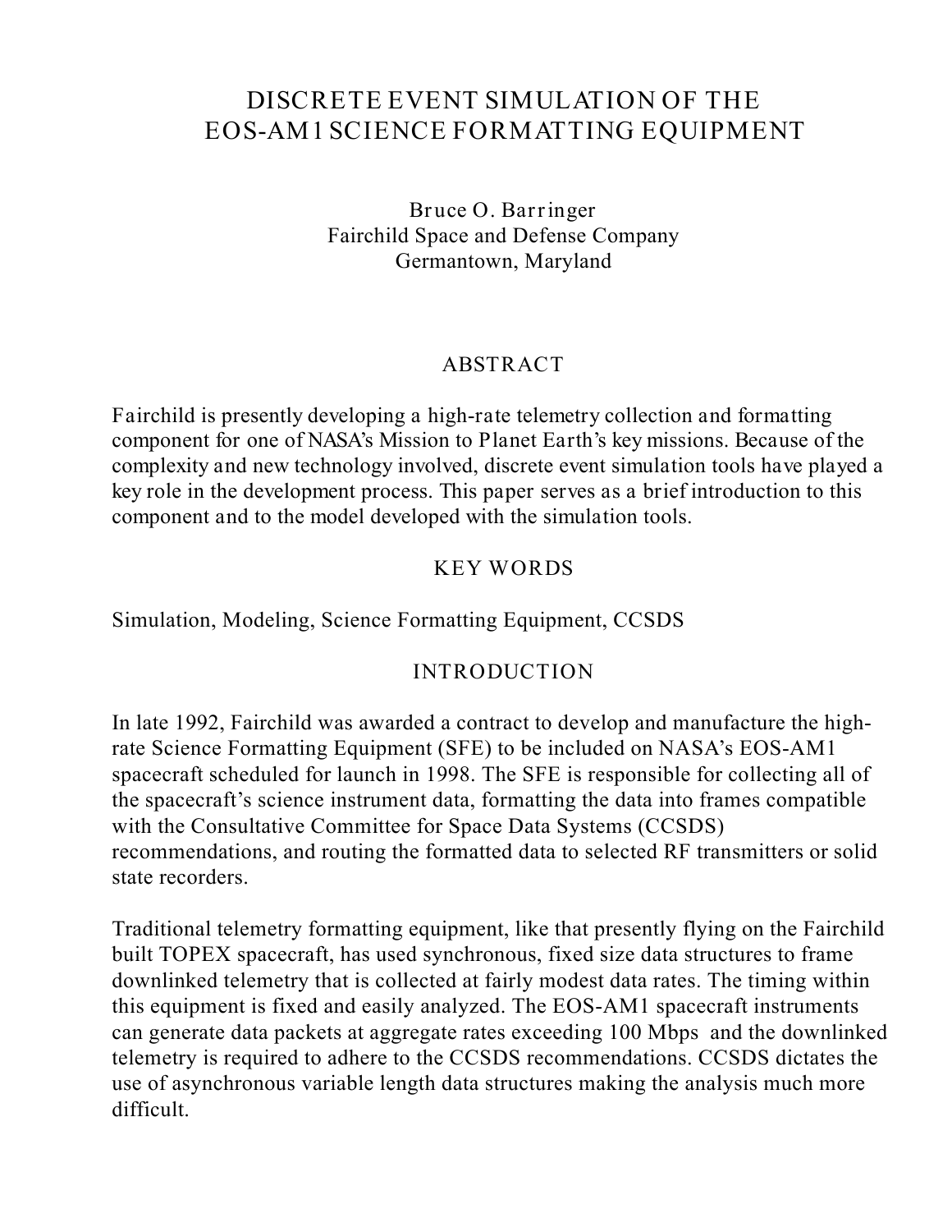# DISCRETE EVENT SIMULATION OF THE EOS-AM1 SCIENCE FORMATTING EQUIPMENT

Bruce O. Barringer
Fairchild Space and Defense Company
Germantown, Maryland

## ABSTRACT

Fairchild is presently developing a high-rate telemetry collection and formatting component for one of NASA's Mission to Planet Earth's key missions. Because of the complexity and new technology involved, discrete event simulation tools have played a key role in the development process. This paper serves as a brief introduction to this component and to the model developed with the simulation tools.

## KEY WORDS

Simulation, Modeling, Science Formatting Equipment, CCSDS

## INTRODUCTION

In late 1992, Fairchild was awarded a contract to develop and manufacture the high-rate Science Formatting Equipment (SFE) to be included on NASA's EOS-AM1 spacecraft scheduled for launch in 1998. The SFE is responsible for collecting all of the spacecraft's science instrument data, formatting the data into frames compatible with the Consultative Committee for Space Data Systems (CCSDS) recommendations, and routing the formatted data to selected RF transmitters or solid state recorders.

Traditional telemetry formatting equipment, like that presently flying on the Fairchild built TOPEX spacecraft, has used synchronous, fixed size data structures to frame downlinked telemetry that is collected at fairly modest data rates. The timing within this equipment is fixed and easily analyzed. The EOS-AM1 spacecraft instruments can generate data packets at aggregate rates exceeding 100 Mbps and the downlinked telemetry is required to adhere to the CCSDS recommendations. CCSDS dictates the use of asynchronous variable length data structures making the analysis much more difficult.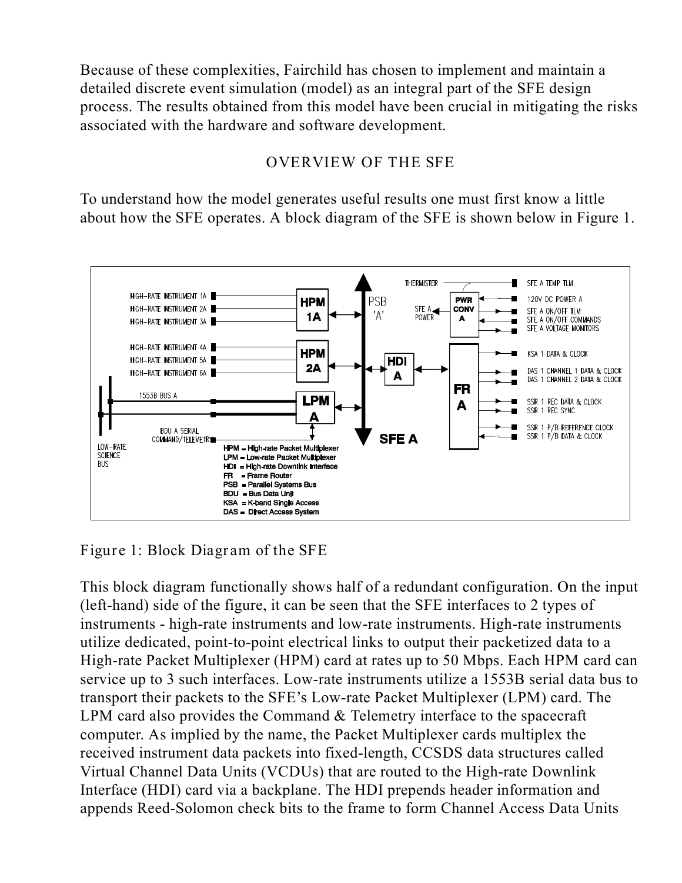Because of these complexities, Fairchild has chosen to implement and maintain a detailed discrete event simulation (model) as an integral part of the SFE design process. The results obtained from this model have been crucial in mitigating the risks associated with the hardware and software development.

## OVERVIEW OF THE SFE

To understand how the model generates useful results one must first know a little about how the SFE operates. A block diagram of the SFE is shown below in Figure 1.

Figure 1: Block Diagram of the SFE

This block diagram functionally shows half of a redundant configuration. On the input (left-hand) side of the figure, it can be seen that the SFE interfaces to 2 types of instruments - high-rate instruments and low-rate instruments. High-rate instruments utilize dedicated, point-to-point electrical links to output their packetized data to a High-rate Packet Multiplexer (HPM) card at rates up to 50 Mbps. Each HPM card can service up to 3 such interfaces. Low-rate instruments utilize a 1553B serial data bus to transport their packets to the SFE's Low-rate Packet Multiplexer (LPM) card. The LPM card also provides the Command & Telemetry interface to the spacecraft computer. As implied by the name, the Packet Multiplexer cards multiplex the received instrument data packets into fixed-length, CCSDS data structures called Virtual Channel Data Units (VCDUs) that are routed to the High-rate Downlink Interface (HDI) card via a backplane. The HDI prepends header information and appends Reed-Solomon check bits to the frame to form Channel Access Data Units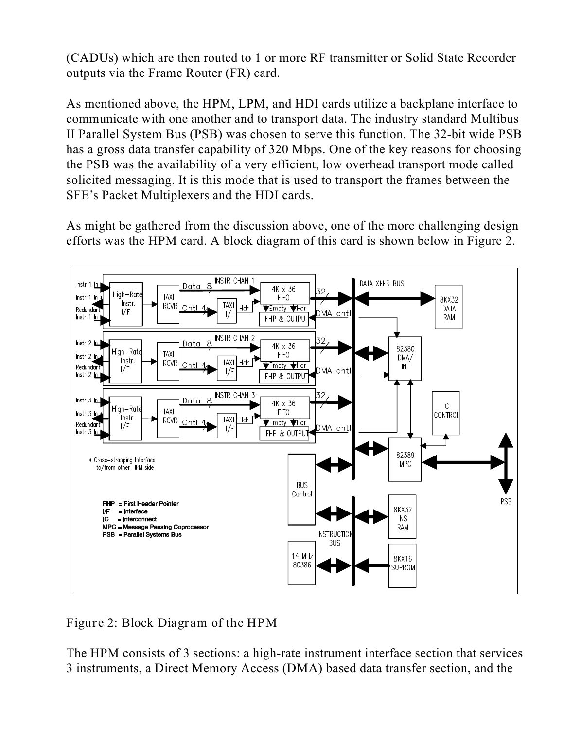(CADUs) which are then routed to 1 or more RF transmitter or Solid State Recorder outputs via the Frame Router (FR) card.

As mentioned above, the HPM, LPM, and HDI cards utilize a backplane interface to communicate with one another and to transport data. The industry standard Multibus II Parallel System Bus (PSB) was chosen to serve this function. The 32-bit wide PSB has a gross data transfer capability of 320 Mbps. One of the key reasons for choosing the PSB was the availability of a very efficient, low overhead transport mode called solicited messaging. It is this mode that is used to transport the frames between the SFE's Packet Multiplexers and the HDI cards.

As might be gathered from the discussion above, one of the more challenging design efforts was the HPM card. A block diagram of this card is shown below in Figure 2.

Figure 2: Block Diagram of the HPM

The HPM consists of 3 sections: a high-rate instrument interface section that services 3 instruments, a Direct Memory Access (DMA) based data transfer section, and the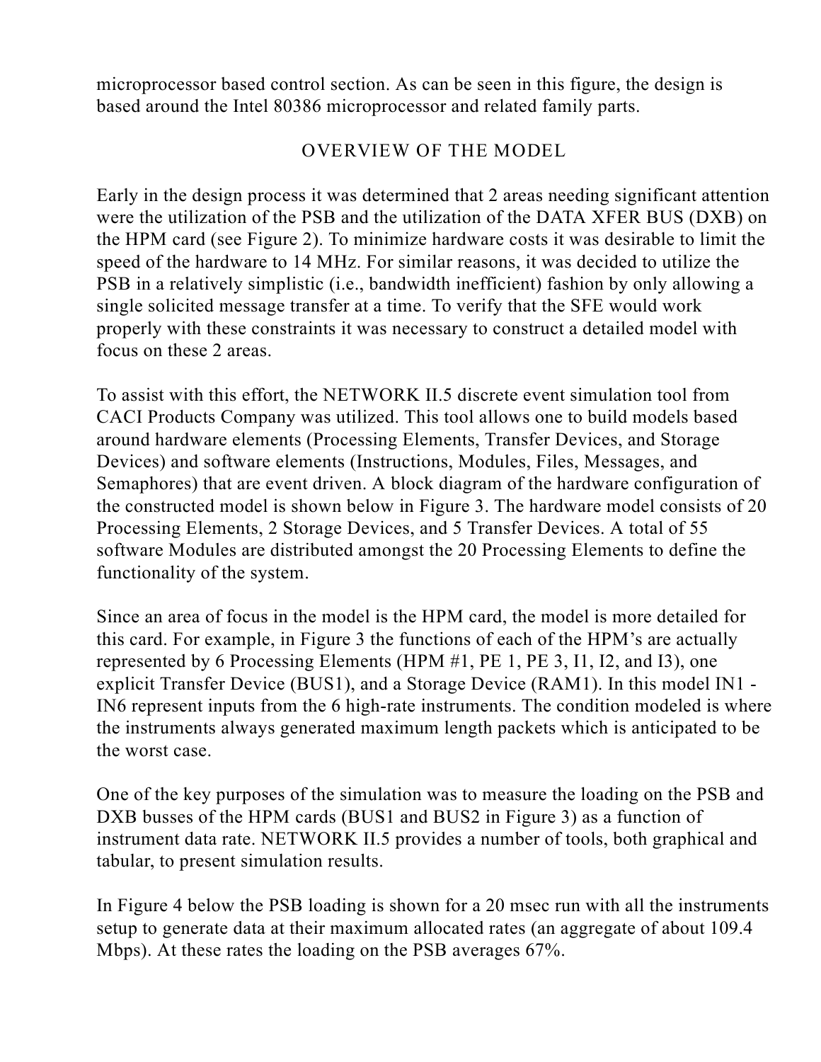microprocessor based control section. As can be seen in this figure, the design is based around the Intel 80386 microprocessor and related family parts.

## OVERVIEW OF THE MODEL

Early in the design process it was determined that 2 areas needing significant attention were the utilization of the PSB and the utilization of the DATA XFER BUS (DXB) on the HPM card (see Figure 2). To minimize hardware costs it was desirable to limit the speed of the hardware to 14 MHz. For similar reasons, it was decided to utilize the PSB in a relatively simplistic (i.e., bandwidth inefficient) fashion by only allowing a single solicited message transfer at a time. To verify that the SFE would work properly with these constraints it was necessary to construct a detailed model with focus on these 2 areas.

To assist with this effort, the NETWORK II.5 discrete event simulation tool from CACI Products Company was utilized. This tool allows one to build models based around hardware elements (Processing Elements, Transfer Devices, and Storage Devices) and software elements (Instructions, Modules, Files, Messages, and Semaphores) that are event driven. A block diagram of the hardware configuration of the constructed model is shown below in Figure 3. The hardware model consists of 20 Processing Elements, 2 Storage Devices, and 5 Transfer Devices. A total of 55 software Modules are distributed amongst the 20 Processing Elements to define the functionality of the system.

Since an area of focus in the model is the HPM card, the model is more detailed for this card. For example, in Figure 3 the functions of each of the HPM's are actually represented by 6 Processing Elements (HPM #1, PE 1, PE 3, I1, I2, and I3), one explicit Transfer Device (BUS1), and a Storage Device (RAM1). In this model IN1 - IN6 represent inputs from the 6 high-rate instruments. The condition modeled is where the instruments always generated maximum length packets which is anticipated to be the worst case.

One of the key purposes of the simulation was to measure the loading on the PSB and DXB busses of the HPM cards (BUS1 and BUS2 in Figure 3) as a function of instrument data rate. NETWORK II.5 provides a number of tools, both graphical and tabular, to present simulation results.

In Figure 4 below the PSB loading is shown for a 20 msec run with all the instruments setup to generate data at their maximum allocated rates (an aggregate of about 109.4 Mbps). At these rates the loading on the PSB averages 67%.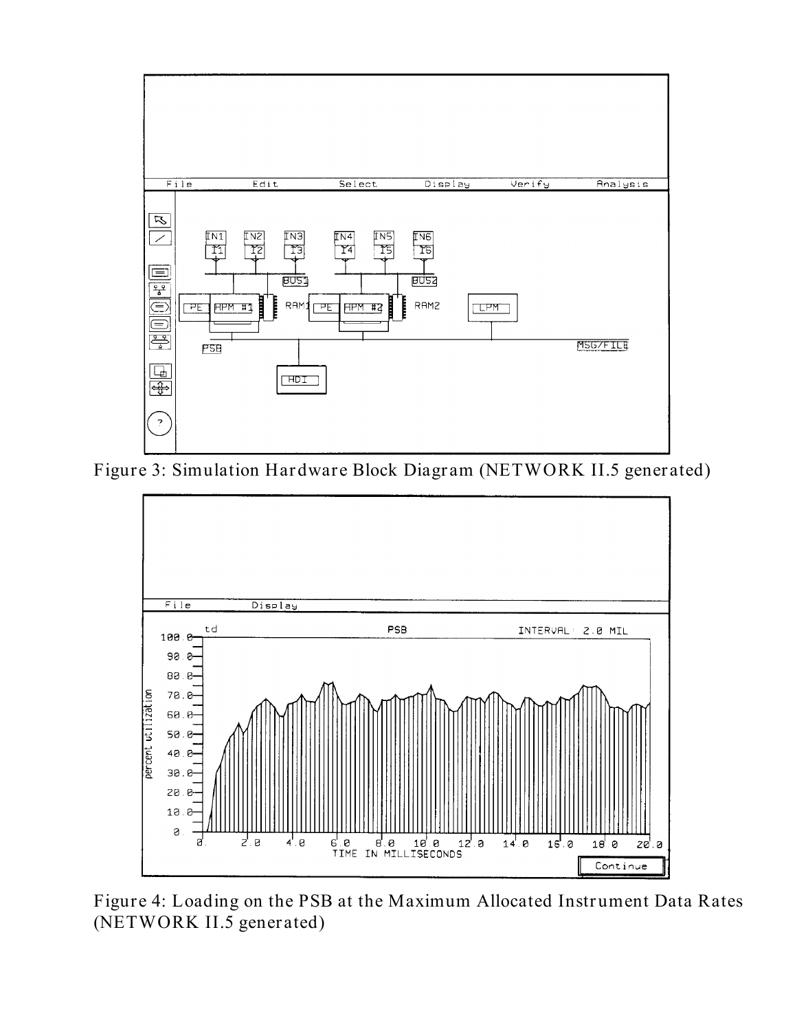Figure 3: Simulation Hardware Block Diagram (NETWORK II.5 generated)

Figure 4: Loading on the PSB at the Maximum Allocated Instrument Data Rates (NETWORK II.5 generated)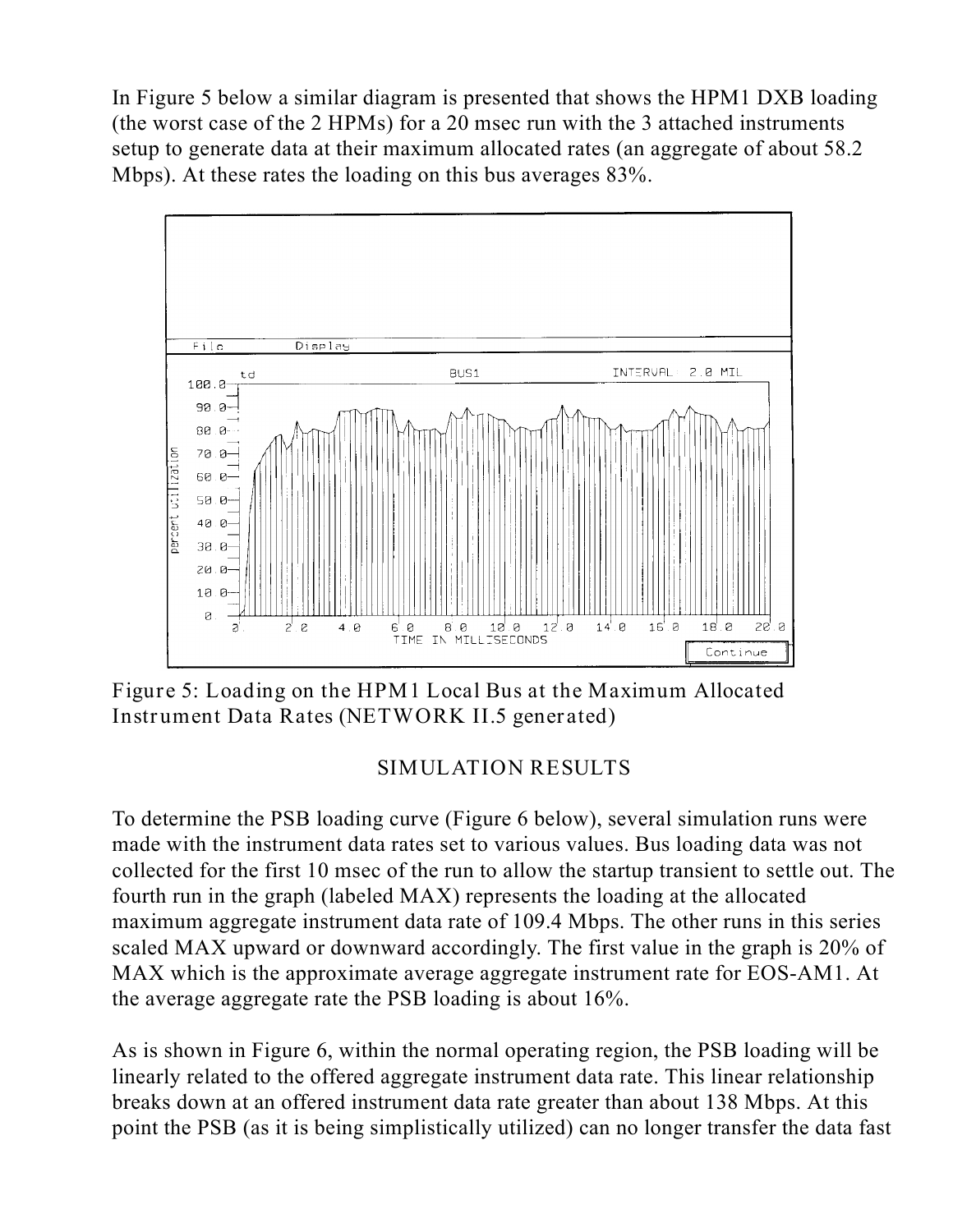In Figure 5 below a similar diagram is presented that shows the HPM1 DXB loading (the worst case of the 2 HPMs) for a 20 msec run with the 3 attached instruments setup to generate data at their maximum allocated rates (an aggregate of about 58.2 Mbps). At these rates the loading on this bus averages 83%.

Figure 5: Loading on the HPM1 Local Bus at the Maximum Allocated Instrument Data Rates (NETWORK II.5 generated)

## SIMULATION RESULTS

To determine the PSB loading curve (Figure 6 below), several simulation runs were made with the instrument data rates set to various values. Bus loading data was not collected for the first 10 msec of the run to allow the startup transient to settle out. The fourth run in the graph (labeled MAX) represents the loading at the allocated maximum aggregate instrument data rate of 109.4 Mbps. The other runs in this series scaled MAX upward or downward accordingly. The first value in the graph is 20% of MAX which is the approximate average aggregate instrument rate for EOS-AM1. At the average aggregate rate the PSB loading is about 16%.

As is shown in Figure 6, within the normal operating region, the PSB loading will be linearly related to the offered aggregate instrument data rate. This linear relationship breaks down at an offered instrument data rate greater than about 138 Mbps. At this point the PSB (as it is being simplistically utilized) can no longer transfer the data fast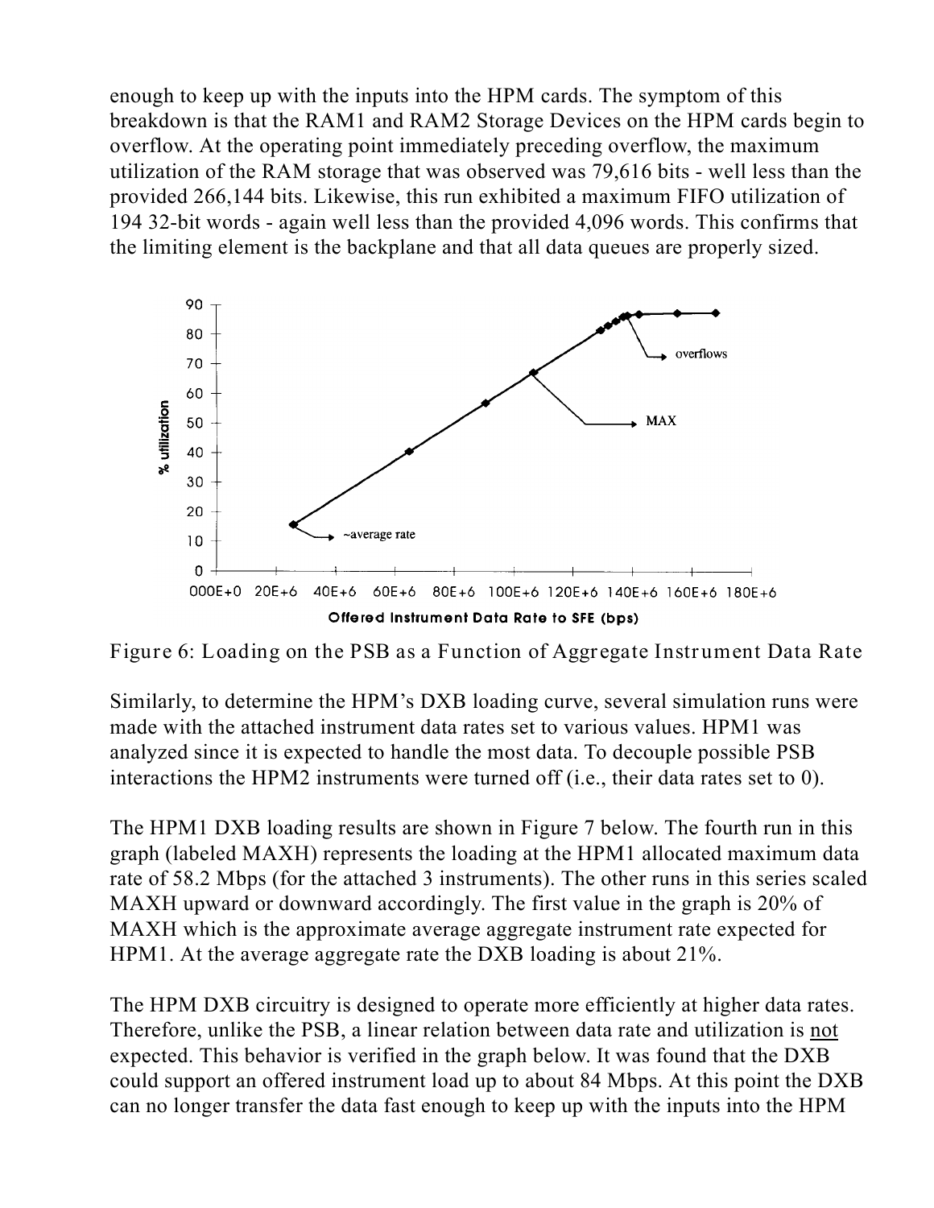enough to keep up with the inputs into the HPM cards. The symptom of this breakdown is that the RAM1 and RAM2 Storage Devices on the HPM cards begin to overflow. At the operating point immediately preceding overflow, the maximum utilization of the RAM storage that was observed was 79,616 bits - well less than the provided 266,144 bits. Likewise, this run exhibited a maximum FIFO utilization of 194 32-bit words - again well less than the provided 4,096 words. This confirms that the limiting element is the backplane and that all data queues are properly sized.

Figure 6: Loading on the PSB as a Function of Aggregate Instrument Data Rate

Similarly, to determine the HPM's DXB loading curve, several simulation runs were made with the attached instrument data rates set to various values. HPM1 was analyzed since it is expected to handle the most data. To decouple possible PSB interactions the HPM2 instruments were turned off (i.e., their data rates set to 0).

The HPM1 DXB loading results are shown in Figure 7 below. The fourth run in this graph (labeled MAXH) represents the loading at the HPM1 allocated maximum data rate of 58.2 Mbps (for the attached 3 instruments). The other runs in this series scaled MAXH upward or downward accordingly. The first value in the graph is 20% of MAXH which is the approximate average aggregate instrument rate expected for HPM1. At the average aggregate rate the DXB loading is about 21%.

The HPM DXB circuitry is designed to operate more efficiently at higher data rates. Therefore, unlike the PSB, a linear relation between data rate and utilization is <u>not</u> expected. This behavior is verified in the graph below. It was found that the DXB could support an offered instrument load up to about 84 Mbps. At this point the DXB can no longer transfer the data fast enough to keep up with the inputs into the HPM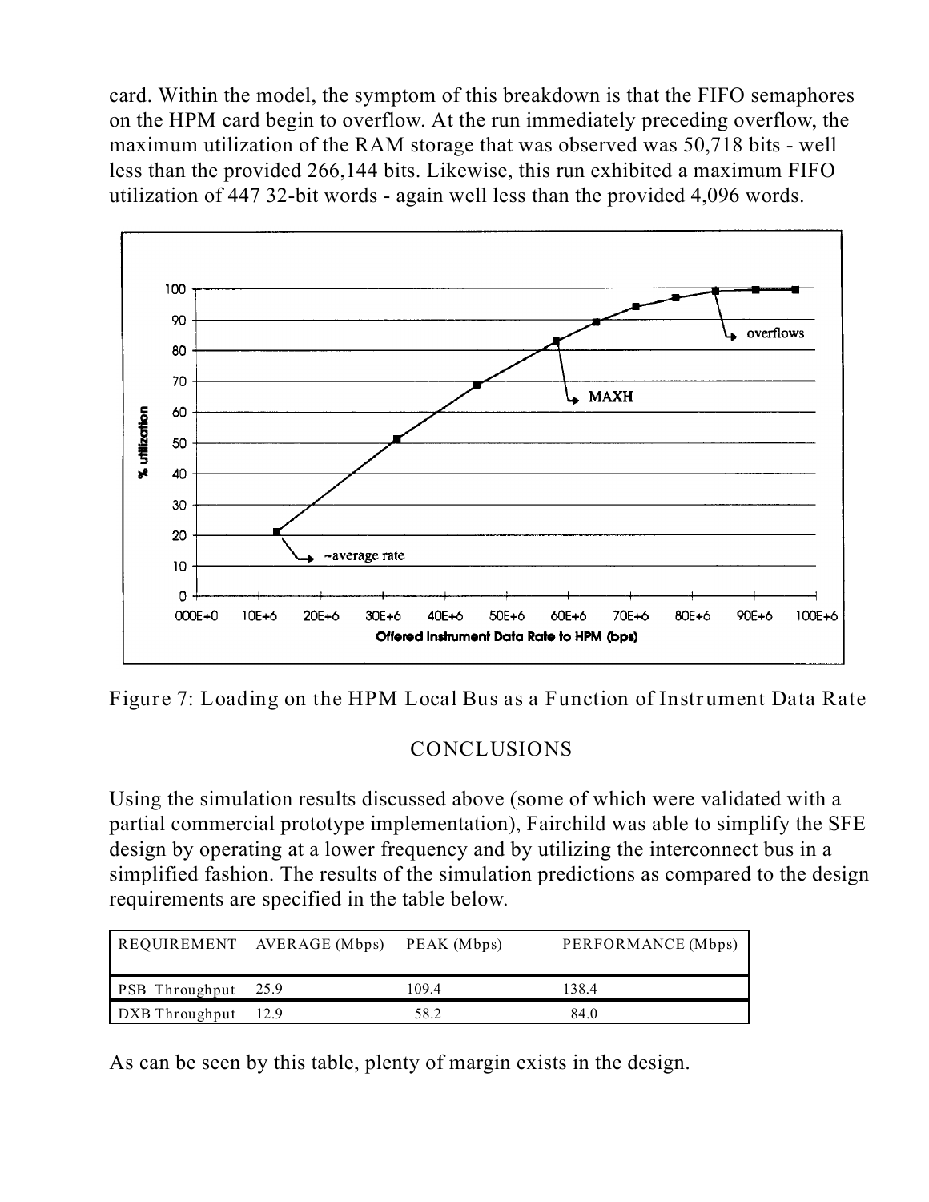card. Within the model, the symptom of this breakdown is that the FIFO semaphores on the HPM card begin to overflow. At the run immediately preceding overflow, the maximum utilization of the RAM storage that was observed was 50,718 bits - well less than the provided 266,144 bits. Likewise, this run exhibited a maximum FIFO utilization of 447 32-bit words - again well less than the provided 4,096 words.

% utilization

100
90
80
70
60
50
40
30
20
10
0

000E+0 10E+6 20E+6 30E+6 40E+6 50E+6 60E+6 70E+6 80E+6 90E+6 100E+6

Offered Instrument Data Rate to HPM (bps)

overflows

MAXH

~average rate

Figure 7: Loading on the HPM Local Bus as a Function of Instrument Data Rate

## CONCLUSIONS

Using the simulation results discussed above (some of which were validated with a partial commercial prototype implementation), Fairchild was able to simplify the SFE design by operating at a lower frequency and by utilizing the interconnect bus in a simplified fashion. The results of the simulation predictions as compared to the design requirements are specified in the table below.

| REQUIREMENT | AVERAGE (Mbps) | PEAK (Mbps) | PERFORMANCE (Mbps) |
|---|---|---|---|
| PSB Throughput | 25.9 | 109.4 | 138.4 |
| DXB Throughput | 12.9 | 58.2 | 84.0 |

As can be seen by this table, plenty of margin exists in the design.